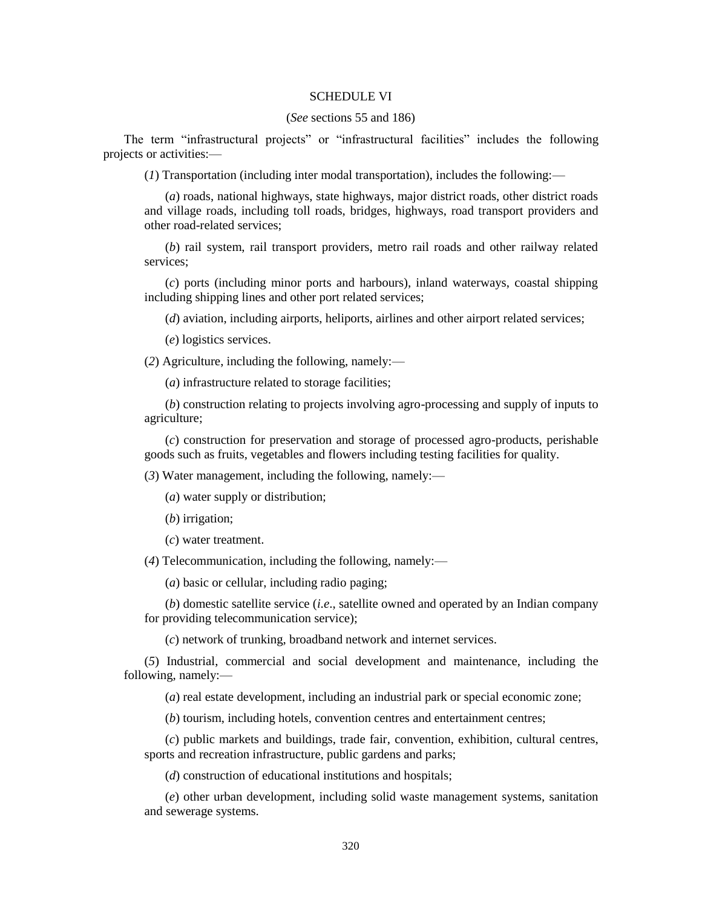# SCHEDULE VI

(*See* sections 55 and 186)

The term "infrastructural projects" or "infrastructural facilities" includes the following projects or activities:—

(*1*) Transportation (including inter modal transportation), includes the following:—

(*a*) roads, national highways, state highways, major district roads, other district roads and village roads, including toll roads, bridges, highways, road transport providers and other road-related services;

(*b*) rail system, rail transport providers, metro rail roads and other railway related services;

(*c*) ports (including minor ports and harbours), inland waterways, coastal shipping including shipping lines and other port related services;

(*d*) aviation, including airports, heliports, airlines and other airport related services;

(*e*) logistics services.

(*2*) Agriculture, including the following, namely:—

(*a*) infrastructure related to storage facilities;

(*b*) construction relating to projects involving agro-processing and supply of inputs to agriculture;

(*c*) construction for preservation and storage of processed agro-products, perishable goods such as fruits, vegetables and flowers including testing facilities for quality.

(*3*) Water management, including the following, namely:—

(*a*) water supply or distribution;

(*b*) irrigation;

(*c*) water treatment.

(*4*) Telecommunication, including the following, namely:—

(*a*) basic or cellular, including radio paging;

(*b*) domestic satellite service (*i.e*., satellite owned and operated by an Indian company for providing telecommunication service);

(*c*) network of trunking, broadband network and internet services.

(*5*) Industrial, commercial and social development and maintenance, including the following, namely:—

(*a*) real estate development, including an industrial park or special economic zone;

(*b*) tourism, including hotels, convention centres and entertainment centres;

(*c*) public markets and buildings, trade fair, convention, exhibition, cultural centres, sports and recreation infrastructure, public gardens and parks;

(*d*) construction of educational institutions and hospitals;

(*e*) other urban development, including solid waste management systems, sanitation and sewerage systems.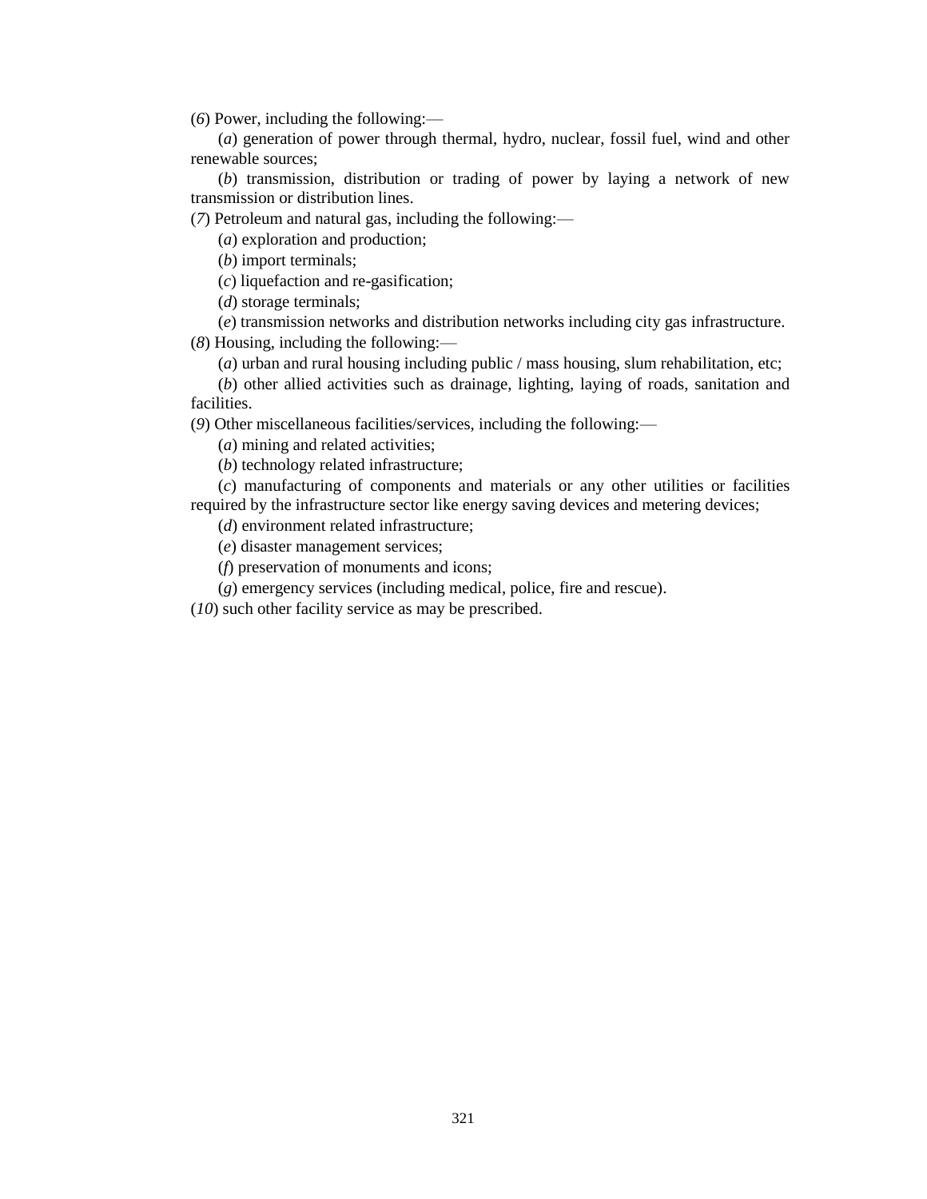(*6*) Power, including the following:—

(*a*) generation of power through thermal, hydro, nuclear, fossil fuel, wind and other renewable sources;

(*b*) transmission, distribution or trading of power by laying a network of new transmission or distribution lines.

(*7*) Petroleum and natural gas, including the following:—

(*a*) exploration and production;

(*b*) import terminals;

(*c*) liquefaction and re-gasification;

(*d*) storage terminals;

(*e*) transmission networks and distribution networks including city gas infrastructure.

(*8*) Housing, including the following:—

(*a*) urban and rural housing including public / mass housing, slum rehabilitation, etc;

(*b*) other allied activities such as drainage, lighting, laying of roads, sanitation and facilities.

(*9*) Other miscellaneous facilities/services, including the following:—

(*a*) mining and related activities;

(*b*) technology related infrastructure;

(*c*) manufacturing of components and materials or any other utilities or facilities required by the infrastructure sector like energy saving devices and metering devices;

(*d*) environment related infrastructure;

(*e*) disaster management services;

(*f*) preservation of monuments and icons;

(*g*) emergency services (including medical, police, fire and rescue).

(*10*) such other facility service as may be prescribed.